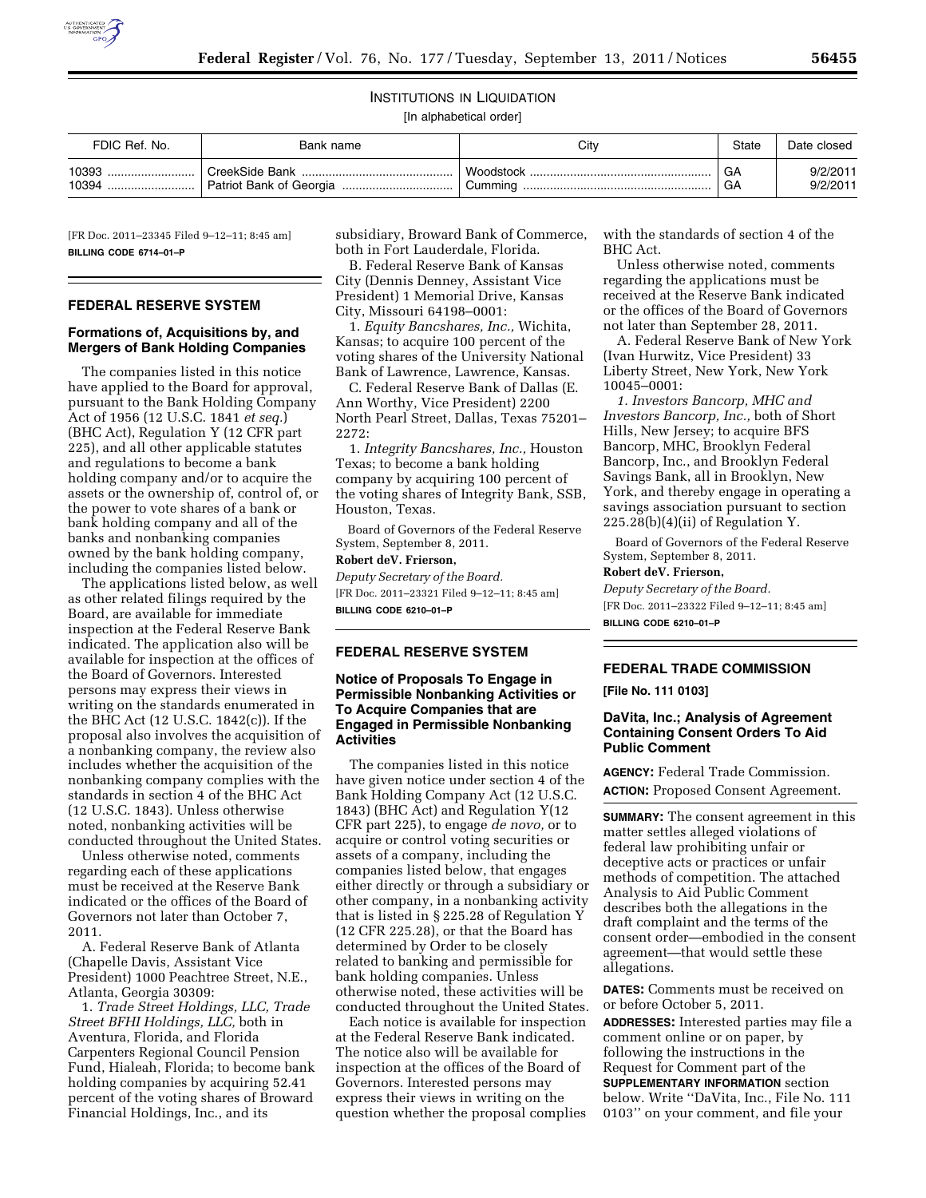## INSTITUTIONS IN LIQUIDATION

[In alphabetical order]

| FDIC Ref. No. | Bank name | City | State | Date closed |
|---|---|---|---|---|
| 10393 | CreekSide Bank | Woodstock | GA | 9/2/2011 |
| 10394 | Patriot Bank of Georgia | Cumming | GA | 9/2/2011 |

[FR Doc. 2011–23345 Filed 9–12–11; 8:45 am]

**BILLING CODE 6714–01–P**

## FEDERAL RESERVE SYSTEM

### Formations of, Acquisitions by, and Mergers of Bank Holding Companies

The companies listed in this notice have applied to the Board for approval, pursuant to the Bank Holding Company Act of 1956 (12 U.S.C. 1841 *et seq.*) (BHC Act), Regulation Y (12 CFR part 225), and all other applicable statutes and regulations to become a bank holding company and/or to acquire the assets or the ownership of, control of, or the power to vote shares of a bank or bank holding company and all of the banks and nonbanking companies owned by the bank holding company, including the companies listed below.

The applications listed below, as well as other related filings required by the Board, are available for immediate inspection at the Federal Reserve Bank indicated. The application also will be available for inspection at the offices of the Board of Governors. Interested persons may express their views in writing on the standards enumerated in the BHC Act (12 U.S.C. 1842(c)). If the proposal also involves the acquisition of a nonbanking company, the review also includes whether the acquisition of the nonbanking company complies with the standards in section 4 of the BHC Act (12 U.S.C. 1843). Unless otherwise noted, nonbanking activities will be conducted throughout the United States.

Unless otherwise noted, comments regarding each of these applications must be received at the Reserve Bank indicated or the offices of the Board of Governors not later than October 7, 2011.

A. Federal Reserve Bank of Atlanta (Chapelle Davis, Assistant Vice President) 1000 Peachtree Street, N.E., Atlanta, Georgia 30309:

1. *Trade Street Holdings, LLC, Trade Street BFHI Holdings, LLC,* both in Aventura, Florida, and Florida Carpenters Regional Council Pension Fund, Hialeah, Florida; to become bank holding companies by acquiring 52.41 percent of the voting shares of Broward Financial Holdings, Inc., and its subsidiary, Broward Bank of Commerce, both in Fort Lauderdale, Florida.

B. Federal Reserve Bank of Kansas City (Dennis Denney, Assistant Vice President) 1 Memorial Drive, Kansas City, Missouri 64198–0001:

1. *Equity Bancshares, Inc.,* Wichita, Kansas; to acquire 100 percent of the voting shares of the University National Bank of Lawrence, Lawrence, Kansas.

C. Federal Reserve Bank of Dallas (E. Ann Worthy, Vice President) 2200 North Pearl Street, Dallas, Texas 75201–2272:

1. *Integrity Bancshares, Inc.,* Houston Texas; to become a bank holding company by acquiring 100 percent of the voting shares of Integrity Bank, SSB, Houston, Texas.

Board of Governors of the Federal Reserve System, September 8, 2011.

**Robert deV. Frierson,**

*Deputy Secretary of the Board.*

[FR Doc. 2011–23321 Filed 9–12–11; 8:45 am]

**BILLING CODE 6210–01–P**

## FEDERAL RESERVE SYSTEM

### Notice of Proposals To Engage in Permissible Nonbanking Activities or To Acquire Companies that are Engaged in Permissible Nonbanking Activities

The companies listed in this notice have given notice under section 4 of the Bank Holding Company Act (12 U.S.C. 1843) (BHC Act) and Regulation Y(12 CFR part 225), to engage *de novo,* or to acquire or control voting securities or assets of a company, including the companies listed below, that engages either directly or through a subsidiary or other company, in a nonbanking activity that is listed in § 225.28 of Regulation Y (12 CFR 225.28), or that the Board has determined by Order to be closely related to banking and permissible for bank holding companies. Unless otherwise noted, these activities will be conducted throughout the United States.

Each notice is available for inspection at the Federal Reserve Bank indicated. The notice also will be available for inspection at the offices of the Board of Governors. Interested persons may express their views in writing on the question whether the proposal complies with the standards of section 4 of the BHC Act.

Unless otherwise noted, comments regarding the applications must be received at the Reserve Bank indicated or the offices of the Board of Governors not later than September 28, 2011.

A. Federal Reserve Bank of New York (Ivan Hurwitz, Vice President) 33 Liberty Street, New York, New York 10045–0001:

*1. Investors Bancorp, MHC and Investors Bancorp, Inc.,* both of Short Hills, New Jersey; to acquire BFS Bancorp, MHC, Brooklyn Federal Bancorp, Inc., and Brooklyn Federal Savings Bank, all in Brooklyn, New York, and thereby engage in operating a savings association pursuant to section 225.28(b)(4)(ii) of Regulation Y.

Board of Governors of the Federal Reserve System, September 8, 2011.

**Robert deV. Frierson,**

*Deputy Secretary of the Board.*

[FR Doc. 2011–23322 Filed 9–12–11; 8:45 am]

**BILLING CODE 6210–01–P**

## FEDERAL TRADE COMMISSION

**[File No. 111 0103]**

### DaVita, Inc.; Analysis of Agreement Containing Consent Orders To Aid Public Comment

**AGENCY:** Federal Trade Commission.

**ACTION:** Proposed Consent Agreement.

**SUMMARY:** The consent agreement in this matter settles alleged violations of federal law prohibiting unfair or deceptive acts or practices or unfair methods of competition. The attached Analysis to Aid Public Comment describes both the allegations in the draft complaint and the terms of the consent order—embodied in the consent agreement—that would settle these allegations.

**DATES:** Comments must be received on or before October 5, 2011.

**ADDRESSES:** Interested parties may file a comment online or on paper, by following the instructions in the Request for Comment part of the **SUPPLEMENTARY INFORMATION** section below. Write ''DaVita, Inc., File No. 111 0103'' on your comment, and file your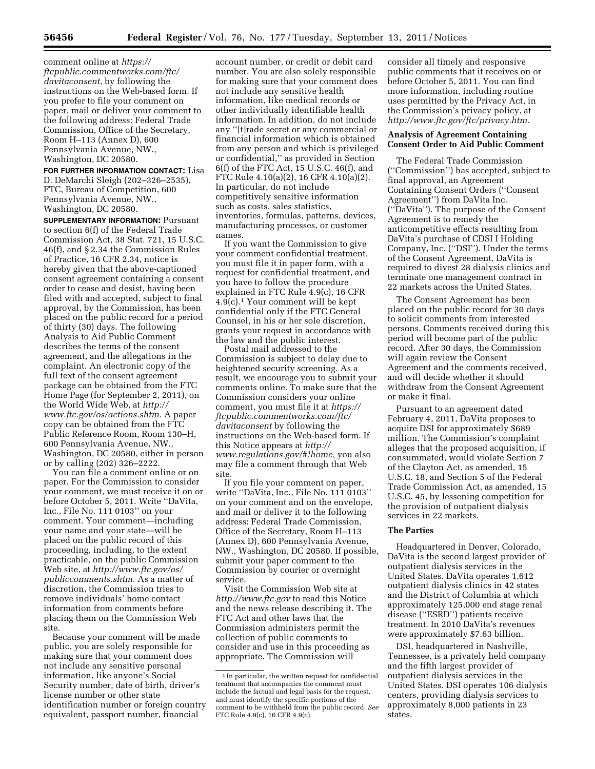comment online at *https://ftcpublic.commentworks.com/ftc/davitaconsent,* by following the instructions on the Web-based form. If you prefer to file your comment on paper, mail or deliver your comment to the following address: Federal Trade Commission, Office of the Secretary, Room H–113 (Annex D), 600 Pennsylvania Avenue, NW., Washington, DC 20580.

**FOR FURTHER INFORMATION CONTACT:** Lisa D. DeMarchi Sleigh (202–326–2535), FTC, Bureau of Competition, 600 Pennsylvania Avenue, NW., Washington, DC 20580.

**SUPPLEMENTARY INFORMATION:** Pursuant to section 6(f) of the Federal Trade Commission Act, 38 Stat. 721, 15 U.S.C. 46(f), and § 2.34 the Commission Rules of Practice, 16 CFR 2.34, notice is hereby given that the above-captioned consent agreement containing a consent order to cease and desist, having been filed with and accepted, subject to final approval, by the Commission, has been placed on the public record for a period of thirty (30) days. The following Analysis to Aid Public Comment describes the terms of the consent agreement, and the allegations in the complaint. An electronic copy of the full text of the consent agreement package can be obtained from the FTC Home Page (for September 2, 2011), on the World Wide Web, at *http://www.ftc.gov/os/actions.shtm.* A paper copy can be obtained from the FTC Public Reference Room, Room 130–H, 600 Pennsylvania Avenue, NW., Washington, DC 20580, either in person or by calling (202) 326–2222.

You can file a comment online or on paper. For the Commission to consider your comment, we must receive it on or before October 5, 2011. Write ''DaVita, Inc., File No. 111 0103'' on your comment. Your comment—including your name and your state—will be placed on the public record of this proceeding, including, to the extent practicable, on the public Commission Web site, at *http://www.ftc.gov/os/publiccomments.shtm.* As a matter of discretion, the Commission tries to remove individuals' home contact information from comments before placing them on the Commission Web site.

Because your comment will be made public, you are solely responsible for making sure that your comment does not include any sensitive personal information, like anyone's Social Security number, date of birth, driver's license number or other state identification number or foreign country equivalent, passport number, financial account number, or credit or debit card number. You are also solely responsible for making sure that your comment does not include any sensitive health information, like medical records or other individually identifiable health information. In addition, do not include any ''[t]rade secret or any commercial or financial information which is obtained from any person and which is privileged or confidential,'' as provided in Section 6(f) of the FTC Act, 15 U.S.C. 46(f), and FTC Rule 4.10(a)(2), 16 CFR 4.10(a)(2). In particular, do not include competitively sensitive information such as costs, sales statistics, inventories, formulas, patterns, devices, manufacturing processes, or customer names.

If you want the Commission to give your comment confidential treatment, you must file it in paper form, with a request for confidential treatment, and you have to follow the procedure explained in FTC Rule 4.9(c), 16 CFR 4.9(c).[1] Your comment will be kept confidential only if the FTC General Counsel, in his or her sole discretion, grants your request in accordance with the law and the public interest.

Postal mail addressed to the Commission is subject to delay due to heightened security screening. As a result, we encourage you to submit your comments online. To make sure that the Commission considers your online comment, you must file it at *https://ftcpublic.commentworks.com/ftc/davitaconsent* by following the instructions on the Web-based form. If this Notice appears at *http://www.regulations.gov/#!home,* you also may file a comment through that Web site.

If you file your comment on paper, write ''DaVita, Inc., File No. 111 0103'' on your comment and on the envelope, and mail or deliver it to the following address: Federal Trade Commission, Office of the Secretary, Room H–113 (Annex D), 600 Pennsylvania Avenue, NW., Washington, DC 20580. If possible, submit your paper comment to the Commission by courier or overnight service.

Visit the Commission Web site at *http://www.ftc.gov* to read this Notice and the news release describing it. The FTC Act and other laws that the Commission administers permit the collection of public comments to consider and use in this proceeding as appropriate. The Commission will consider all timely and responsive public comments that it receives on or before October 5, 2011. You can find more information, including routine uses permitted by the Privacy Act, in the Commission's privacy policy, at *http://www.ftc.gov/ftc/privacy.htm.*

[1] In particular, the written request for confidential treatment that accompanies the comment must include the factual and legal basis for the request, and must identify the specific portions of the comment to be withheld from the public record. *See* FTC Rule 4.9(c), 16 CFR 4.9(c).

## Analysis of Agreement Containing Consent Order to Aid Public Comment

The Federal Trade Commission (''Commission'') has accepted, subject to final approval, an Agreement Containing Consent Orders (''Consent Agreement'') from DaVita Inc. (''DaVita''). The purpose of the Consent Agreement is to remedy the anticompetitive effects resulting from DaVita's purchase of CDSI I Holding Company, Inc. (''DSI''). Under the terms of the Consent Agreement, DaVita is required to divest 28 dialysis clinics and terminate one management contract in 22 markets across the United States.

The Consent Agreement has been placed on the public record for 30 days to solicit comments from interested persons. Comments received during this period will become part of the public record. After 30 days, the Commission will again review the Consent Agreement and the comments received, and will decide whether it should withdraw from the Consent Agreement or make it final.

Pursuant to an agreement dated February 4, 2011, DaVita proposes to acquire DSI for approximately $689 million. The Commission's complaint alleges that the proposed acquisition, if consummated, would violate Section 7 of the Clayton Act, as amended, 15 U.S.C. 18, and Section 5 of the Federal Trade Commission Act, as amended, 15 U.S.C. 45, by lessening competition for the provision of outpatient dialysis services in 22 markets.

### The Parties

Headquartered in Denver, Colorado, DaVita is the second largest provider of outpatient dialysis services in the United States. DaVita operates 1,612 outpatient dialysis clinics in 42 states and the District of Columbia at which approximately 125,000 end stage renal disease (''ESRD'') patients receive treatment. In 2010 DaVita's revenues were approximately $7.63 billion.

DSI, headquartered in Nashville, Tennessee, is a privately held company and the fifth largest provider of outpatient dialysis services in the United States. DSI operates 106 dialysis centers, providing dialysis services to approximately 8,000 patients in 23 states.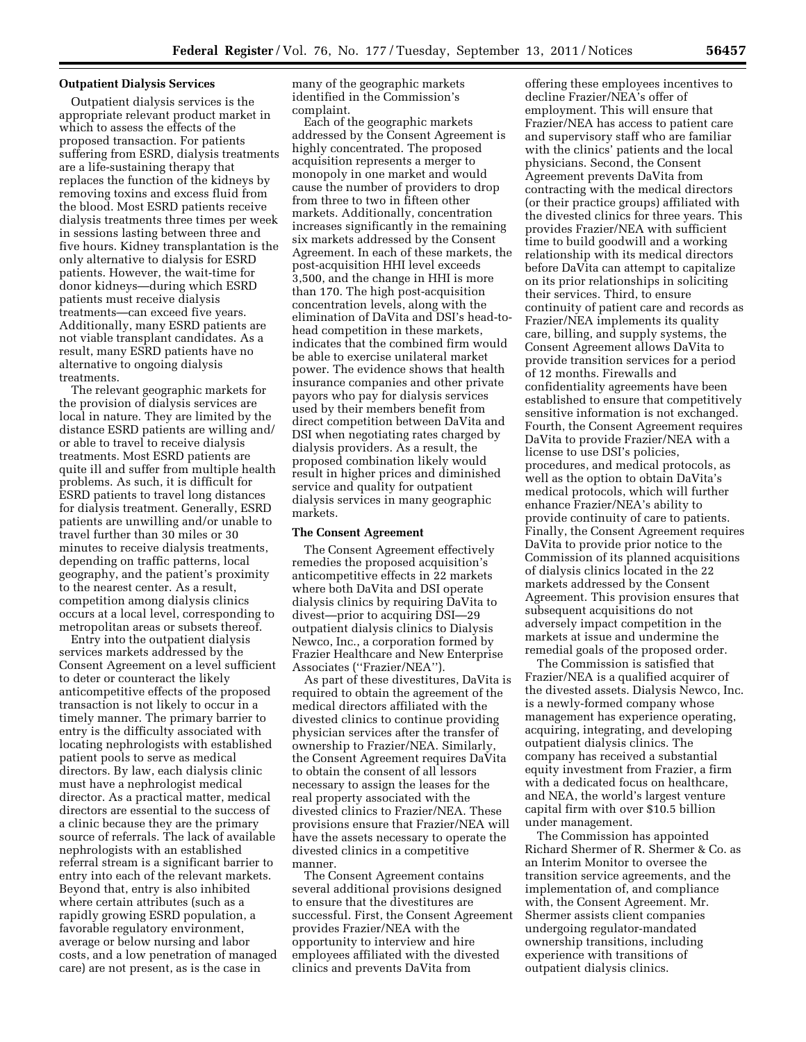### Outpatient Dialysis Services

Outpatient dialysis services is the appropriate relevant product market in which to assess the effects of the proposed transaction. For patients suffering from ESRD, dialysis treatments are a life-sustaining therapy that replaces the function of the kidneys by removing toxins and excess fluid from the blood. Most ESRD patients receive dialysis treatments three times per week in sessions lasting between three and five hours. Kidney transplantation is the only alternative to dialysis for ESRD patients. However, the wait-time for donor kidneys—during which ESRD patients must receive dialysis treatments—can exceed five years. Additionally, many ESRD patients are not viable transplant candidates. As a result, many ESRD patients have no alternative to ongoing dialysis treatments.

The relevant geographic markets for the provision of dialysis services are local in nature. They are limited by the distance ESRD patients are willing and/or able to travel to receive dialysis treatments. Most ESRD patients are quite ill and suffer from multiple health problems. As such, it is difficult for ESRD patients to travel long distances for dialysis treatment. Generally, ESRD patients are unwilling and/or unable to travel further than 30 miles or 30 minutes to receive dialysis treatments, depending on traffic patterns, local geography, and the patient's proximity to the nearest center. As a result, competition among dialysis clinics occurs at a local level, corresponding to metropolitan areas or subsets thereof.

Entry into the outpatient dialysis services markets addressed by the Consent Agreement on a level sufficient to deter or counteract the likely anticompetitive effects of the proposed transaction is not likely to occur in a timely manner. The primary barrier to entry is the difficulty associated with locating nephrologists with established patient pools to serve as medical directors. By law, each dialysis clinic must have a nephrologist medical director. As a practical matter, medical directors are essential to the success of a clinic because they are the primary source of referrals. The lack of available nephrologists with an established referral stream is a significant barrier to entry into each of the relevant markets. Beyond that, entry is also inhibited where certain attributes (such as a rapidly growing ESRD population, a favorable regulatory environment, average or below nursing and labor costs, and a low penetration of managed care) are not present, as is the case in many of the geographic markets identified in the Commission's complaint.

Each of the geographic markets addressed by the Consent Agreement is highly concentrated. The proposed acquisition represents a merger to monopoly in one market and would cause the number of providers to drop from three to two in fifteen other markets. Additionally, concentration increases significantly in the remaining six markets addressed by the Consent Agreement. In each of these markets, the post-acquisition HHI level exceeds 3,500, and the change in HHI is more than 170. The high post-acquisition concentration levels, along with the elimination of DaVita and DSI's head-to-head competition in these markets, indicates that the combined firm would be able to exercise unilateral market power. The evidence shows that health insurance companies and other private payors who pay for dialysis services used by their members benefit from direct competition between DaVita and DSI when negotiating rates charged by dialysis providers. As a result, the proposed combination likely would result in higher prices and diminished service and quality for outpatient dialysis services in many geographic markets.

### The Consent Agreement

The Consent Agreement effectively remedies the proposed acquisition's anticompetitive effects in 22 markets where both DaVita and DSI operate dialysis clinics by requiring DaVita to divest—prior to acquiring DSI—29 outpatient dialysis clinics to Dialysis Newco, Inc., a corporation formed by Frazier Healthcare and New Enterprise Associates (''Frazier/NEA'').

As part of these divestitures, DaVita is required to obtain the agreement of the medical directors affiliated with the divested clinics to continue providing physician services after the transfer of ownership to Frazier/NEA. Similarly, the Consent Agreement requires DaVita to obtain the consent of all lessors necessary to assign the leases for the real property associated with the divested clinics to Frazier/NEA. These provisions ensure that Frazier/NEA will have the assets necessary to operate the divested clinics in a competitive manner.

The Consent Agreement contains several additional provisions designed to ensure that the divestitures are successful. First, the Consent Agreement provides Frazier/NEA with the opportunity to interview and hire employees affiliated with the divested clinics and prevents DaVita from offering these employees incentives to decline Frazier/NEA's offer of employment. This will ensure that Frazier/NEA has access to patient care and supervisory staff who are familiar with the clinics' patients and the local physicians. Second, the Consent Agreement prevents DaVita from contracting with the medical directors (or their practice groups) affiliated with the divested clinics for three years. This provides Frazier/NEA with sufficient time to build goodwill and a working relationship with its medical directors before DaVita can attempt to capitalize on its prior relationships in soliciting their services. Third, to ensure continuity of patient care and records as Frazier/NEA implements its quality care, billing, and supply systems, the Consent Agreement allows DaVita to provide transition services for a period of 12 months. Firewalls and confidentiality agreements have been established to ensure that competitively sensitive information is not exchanged. Fourth, the Consent Agreement requires DaVita to provide Frazier/NEA with a license to use DSI's policies, procedures, and medical protocols, as well as the option to obtain DaVita's medical protocols, which will further enhance Frazier/NEA's ability to provide continuity of care to patients. Finally, the Consent Agreement requires DaVita to provide prior notice to the Commission of its planned acquisitions of dialysis clinics located in the 22 markets addressed by the Consent Agreement. This provision ensures that subsequent acquisitions do not adversely impact competition in the markets at issue and undermine the remedial goals of the proposed order.

The Commission is satisfied that Frazier/NEA is a qualified acquirer of the divested assets. Dialysis Newco, Inc. is a newly-formed company whose management has experience operating, acquiring, integrating, and developing outpatient dialysis clinics. The company has received a substantial equity investment from Frazier, a firm with a dedicated focus on healthcare, and NEA, the world's largest venture capital firm with over $10.5 billion under management.

The Commission has appointed Richard Shermer of R. Shermer & Co. as an Interim Monitor to oversee the transition service agreements, and the implementation of, and compliance with, the Consent Agreement. Mr. Shermer assists client companies undergoing regulator-mandated ownership transitions, including experience with transitions of outpatient dialysis clinics.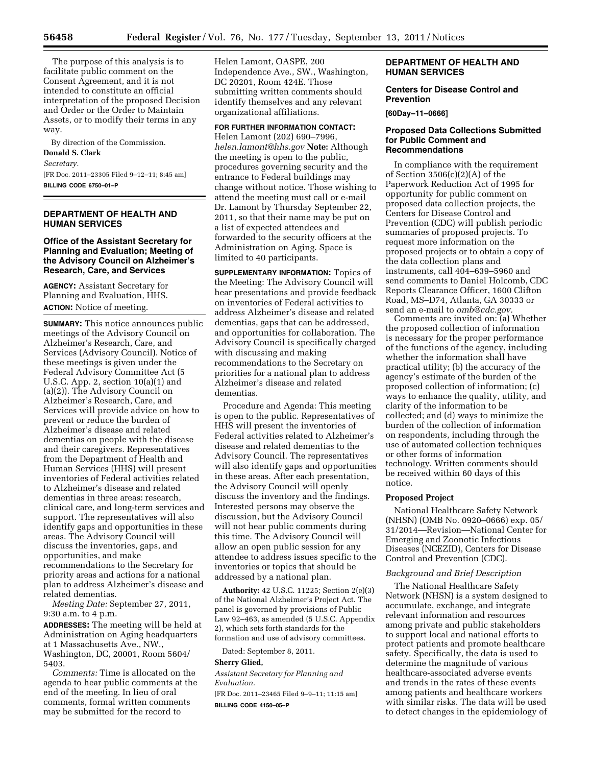The purpose of this analysis is to facilitate public comment on the Consent Agreement, and it is not intended to constitute an official interpretation of the proposed Decision and Order or the Order to Maintain Assets, or to modify their terms in any way.

By direction of the Commission.

**Donald S. Clark**

*Secretary.*

[FR Doc. 2011–23305 Filed 9–12–11; 8:45 am]

**BILLING CODE 6750–01–P**

## DEPARTMENT OF HEALTH AND HUMAN SERVICES

### Office of the Assistant Secretary for Planning and Evaluation; Meeting of the Advisory Council on Alzheimer's Research, Care, and Services

**AGENCY:** Assistant Secretary for Planning and Evaluation, HHS.

**ACTION:** Notice of meeting.

**SUMMARY:** This notice announces public meetings of the Advisory Council on Alzheimer's Research, Care, and Services (Advisory Council). Notice of these meetings is given under the Federal Advisory Committee Act (5 U.S.C. App. 2, section 10(a)(1) and (a)(2)). The Advisory Council on Alzheimer's Research, Care, and Services will provide advice on how to prevent or reduce the burden of Alzheimer's disease and related dementias on people with the disease and their caregivers. Representatives from the Department of Health and Human Services (HHS) will present inventories of Federal activities related to Alzheimer's disease and related dementias in three areas: research, clinical care, and long-term services and support. The representatives will also identify gaps and opportunities in these areas. The Advisory Council will discuss the inventories, gaps, and opportunities, and make recommendations to the Secretary for priority areas and actions for a national plan to address Alzheimer's disease and related dementias.

*Meeting Date:* September 27, 2011, 9:30 a.m. to 4 p.m.

**ADDRESSES:** The meeting will be held at Administration on Aging headquarters at 1 Massachusetts Ave., NW., Washington, DC, 20001, Room 5604/5403.

*Comments:* Time is allocated on the agenda to hear public comments at the end of the meeting. In lieu of oral comments, formal written comments may be submitted for the record to Helen Lamont, OASPE, 200 Independence Ave., SW., Washington, DC 20201, Room 424E. Those submitting written comments should identify themselves and any relevant organizational affiliations.

**FOR FURTHER INFORMATION CONTACT:** Helen Lamont (202) 690–7996, *helen.lamont@hhs.gov* **Note:** Although the meeting is open to the public, procedures governing security and the entrance to Federal buildings may change without notice. Those wishing to attend the meeting must call or e-mail Dr. Lamont by Thursday September 22, 2011, so that their name may be put on a list of expected attendees and forwarded to the security officers at the Administration on Aging. Space is limited to 40 participants.

**SUPPLEMENTARY INFORMATION:** Topics of the Meeting: The Advisory Council will hear presentations and provide feedback on inventories of Federal activities to address Alzheimer's disease and related dementias, gaps that can be addressed, and opportunities for collaboration. The Advisory Council is specifically charged with discussing and making recommendations to the Secretary on priorities for a national plan to address Alzheimer's disease and related dementias.

Procedure and Agenda: This meeting is open to the public. Representatives of HHS will present the inventories of Federal activities related to Alzheimer's disease and related dementias to the Advisory Council. The representatives will also identify gaps and opportunities in these areas. After each presentation, the Advisory Council will openly discuss the inventory and the findings. Interested persons may observe the discussion, but the Advisory Council will not hear public comments during this time. The Advisory Council will allow an open public session for any attendee to address issues specific to the inventories or topics that should be addressed by a national plan.

**Authority:** 42 U.S.C. 11225; Section 2(e)(3) of the National Alzheimer's Project Act. The panel is governed by provisions of Public Law 92–463, as amended (5 U.S.C. Appendix 2), which sets forth standards for the formation and use of advisory committees.

Dated: September 8, 2011.

**Sherry Glied,**

*Assistant Secretary for Planning and Evaluation.*

[FR Doc. 2011–23465 Filed 9–9–11; 11:15 am]

**BILLING CODE 4150–05–P**

## DEPARTMENT OF HEALTH AND HUMAN SERVICES

### Centers for Disease Control and Prevention

**[60Day–11–0666]**

### Proposed Data Collections Submitted for Public Comment and Recommendations

In compliance with the requirement of Section 3506(c)(2)(A) of the Paperwork Reduction Act of 1995 for opportunity for public comment on proposed data collection projects, the Centers for Disease Control and Prevention (CDC) will publish periodic summaries of proposed projects. To request more information on the proposed projects or to obtain a copy of the data collection plans and instruments, call 404–639–5960 and send comments to Daniel Holcomb, CDC Reports Clearance Officer, 1600 Clifton Road, MS–D74, Atlanta, GA 30333 or send an e-mail to *omb@cdc.gov.*

Comments are invited on: (a) Whether the proposed collection of information is necessary for the proper performance of the functions of the agency, including whether the information shall have practical utility; (b) the accuracy of the agency's estimate of the burden of the proposed collection of information; (c) ways to enhance the quality, utility, and clarity of the information to be collected; and (d) ways to minimize the burden of the collection of information on respondents, including through the use of automated collection techniques or other forms of information technology. Written comments should be received within 60 days of this notice.

#### Proposed Project

National Healthcare Safety Network (NHSN) (OMB No. 0920–0666) exp. 05/31/2014—Revision—National Center for Emerging and Zoonotic Infectious Diseases (NCEZID), Centers for Disease Control and Prevention (CDC).

#### *Background and Brief Description*

The National Healthcare Safety Network (NHSN) is a system designed to accumulate, exchange, and integrate relevant information and resources among private and public stakeholders to support local and national efforts to protect patients and promote healthcare safety. Specifically, the data is used to determine the magnitude of various healthcare-associated adverse events and trends in the rates of these events among patients and healthcare workers with similar risks. The data will be used to detect changes in the epidemiology of